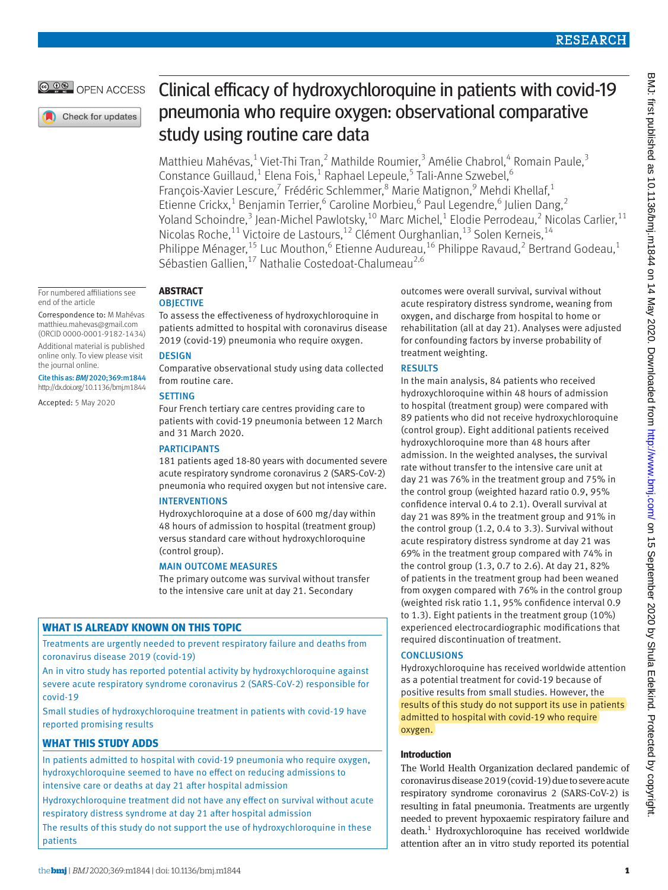OPEN ACCESS

# Clinical efficacy of hydroxychloroquine in patients with covid-19 pneumonia who require oxygen: observational comparative study using routine care data

Matthieu Mahévas,[1] Viet-Thi Tran,[2] Mathilde Roumier,[3] Amélie Chabrol,[4] Romain Paule,[3] Constance Guillaud,[1] Elena Fois,[1] Raphael Lepeule,[5] Tali-Anne Szwebel,[6] François-Xavier Lescure,[7] Frédéric Schlemmer,[8] Marie Matignon,[9] Mehdi Khellaf,[1] Etienne Crickx,[1] Benjamin Terrier,[6] Caroline Morbieu,[6] Paul Legendre,[6] Julien Dang,[2] Yoland Schoindre,[3] Jean-Michel Pawlotsky,[10] Marc Michel,[1] Elodie Perrodeau,[2] Nicolas Carlier,[11] Nicolas Roche,[11] Victoire de Lastours,[12] Clément Ourghanlian,[13] Solen Kerneis,[14] Philippe Ménager,[15] Luc Mouthon,[6] Etienne Audureau,[16] Philippe Ravaud,[2] Bertrand Godeau,[1] Sébastien Gallien,[17] Nathalie Costedoat-Chalumeau[2,6]

For numbered affiliations see end of the article

Correspondence to: M Mahévas matthieu.mahevas@gmail.com (ORCID 0000-0001-9182-1434)

Additional material is published online only. To view please visit the journal online.

**Cite this as:** *BMJ* 2020;369:m1844 http://dx.doi.org/10.1136/bmj.m1844

Accepted: 5 May 2020

## ABSTRACT

### OBJECTIVE

To assess the effectiveness of hydroxychloroquine in patients admitted to hospital with coronavirus disease 2019 (covid-19) pneumonia who require oxygen.

### DESIGN

Comparative observational study using data collected from routine care.

### SETTING

Four French tertiary care centres providing care to patients with covid-19 pneumonia between 12 March and 31 March 2020.

### PARTICIPANTS

181 patients aged 18-80 years with documented severe acute respiratory syndrome coronavirus 2 (SARS-CoV-2) pneumonia who required oxygen but not intensive care.

### INTERVENTIONS

Hydroxychloroquine at a dose of 600 mg/day within 48 hours of admission to hospital (treatment group) versus standard care without hydroxychloroquine (control group).

### MAIN OUTCOME MEASURES

The primary outcome was survival without transfer to the intensive care unit at day 21. Secondary outcomes were overall survival, survival without acute respiratory distress syndrome, weaning from oxygen, and discharge from hospital to home or rehabilitation (all at day 21). Analyses were adjusted for confounding factors by inverse probability of treatment weighting.

### RESULTS

In the main analysis, 84 patients who received hydroxychloroquine within 48 hours of admission to hospital (treatment group) were compared with 89 patients who did not receive hydroxychloroquine (control group). Eight additional patients received hydroxychloroquine more than 48 hours after admission. In the weighted analyses, the survival rate without transfer to the intensive care unit at day 21 was 76% in the treatment group and 75% in the control group (weighted hazard ratio 0.9, 95% confidence interval 0.4 to 2.1). Overall survival at day 21 was 89% in the treatment group and 91% in the control group (1.2, 0.4 to 3.3). Survival without acute respiratory distress syndrome at day 21 was 69% in the treatment group compared with 74% in the control group (1.3, 0.7 to 2.6). At day 21, 82% of patients in the treatment group had been weaned from oxygen compared with 76% in the control group (weighted risk ratio 1.1, 95% confidence interval 0.9 to 1.3). Eight patients in the treatment group (10%) experienced electrocardiographic modifications that required discontinuation of treatment.

### CONCLUSIONS

Hydroxychloroquine has received worldwide attention as a potential treatment for covid-19 because of positive results from small studies. However, the results of this study do not support its use in patients admitted to hospital with covid-19 who require oxygen.

### WHAT IS ALREADY KNOWN ON THIS TOPIC

Treatments are urgently needed to prevent respiratory failure and deaths from coronavirus disease 2019 (covid-19)

An in vitro study has reported potential activity by hydroxychloroquine against severe acute respiratory syndrome coronavirus 2 (SARS-CoV-2) responsible for covid-19

Small studies of hydroxychloroquine treatment in patients with covid-19 have reported promising results

### WHAT THIS STUDY ADDS

In patients admitted to hospital with covid-19 pneumonia who require oxygen, hydroxychloroquine seemed to have no effect on reducing admissions to intensive care unit or deaths at day 21 after hospital admission

Hydroxychloroquine treatment did not have any effect on survival without acute respiratory distress syndrome at day 21 after hospital admission

The results of this study do not support the use of hydroxychloroquine in these patients

## Introduction

The World Health Organization declared pandemic of coronavirus disease 2019 (covid-19) due to severe acute respiratory syndrome coronavirus 2 (SARS-CoV-2) is resulting in fatal pneumonia. Treatments are urgently needed to prevent hypoxaemic respiratory failure and death.[1] Hydroxychloroquine has received worldwide attention after an in vitro study reported its potential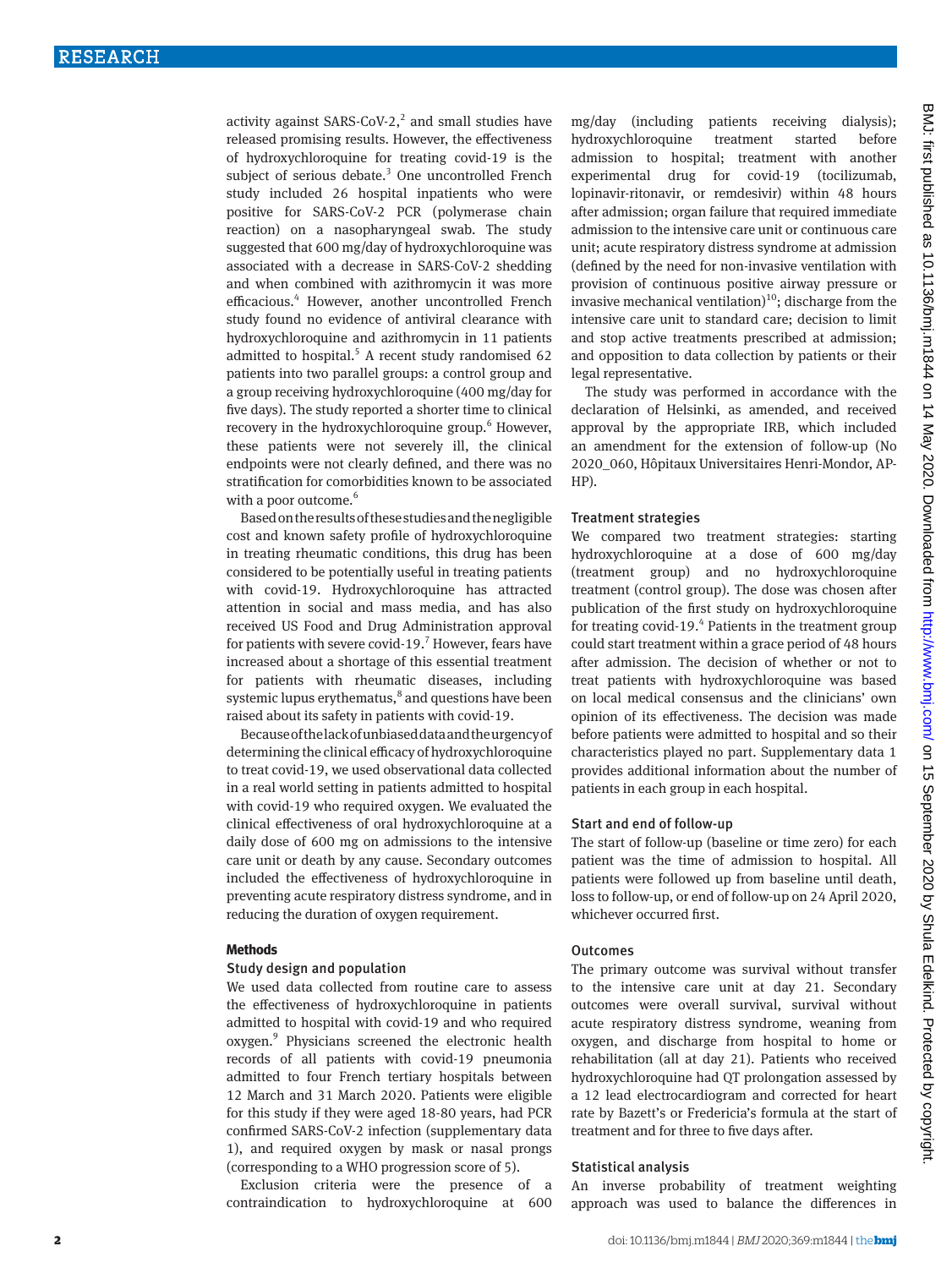activity against SARS-CoV-2,[2] and small studies have released promising results. However, the effectiveness of hydroxychloroquine for treating covid-19 is the subject of serious debate.[3] One uncontrolled French study included 26 hospital inpatients who were positive for SARS-CoV-2 PCR (polymerase chain reaction) on a nasopharyngeal swab. The study suggested that 600 mg/day of hydroxychloroquine was associated with a decrease in SARS-CoV-2 shedding and when combined with azithromycin it was more efficacious.[4] However, another uncontrolled French study found no evidence of antiviral clearance with hydroxychloroquine and azithromycin in 11 patients admitted to hospital.[5] A recent study randomised 62 patients into two parallel groups: a control group and a group receiving hydroxychloroquine (400 mg/day for five days). The study reported a shorter time to clinical recovery in the hydroxychloroquine group.[6] However, these patients were not severely ill, the clinical endpoints were not clearly defined, and there was no stratification for comorbidities known to be associated with a poor outcome.[6]

Based on the results of these studies and the negligible cost and known safety profile of hydroxychloroquine in treating rheumatic conditions, this drug has been considered to be potentially useful in treating patients with covid-19. Hydroxychloroquine has attracted attention in social and mass media, and has also received US Food and Drug Administration approval for patients with severe covid-19.[7] However, fears have increased about a shortage of this essential treatment for patients with rheumatic diseases, including systemic lupus erythematus,[8] and questions have been raised about its safety in patients with covid-19.

Because of the lack of unbiased data and the urgency of determining the clinical efficacy of hydroxychloroquine to treat covid-19, we used observational data collected in a real world setting in patients admitted to hospital with covid-19 who required oxygen. We evaluated the clinical effectiveness of oral hydroxychloroquine at a daily dose of 600 mg on admissions to the intensive care unit or death by any cause. Secondary outcomes included the effectiveness of hydroxychloroquine in preventing acute respiratory distress syndrome, and in reducing the duration of oxygen requirement.

## Methods

### Study design and population

We used data collected from routine care to assess the effectiveness of hydroxychloroquine in patients admitted to hospital with covid-19 and who required oxygen.[9] Physicians screened the electronic health records of all patients with covid-19 pneumonia admitted to four French tertiary hospitals between 12 March and 31 March 2020. Patients were eligible for this study if they were aged 18-80 years, had PCR confirmed SARS-CoV-2 infection (supplementary data 1), and required oxygen by mask or nasal prongs (corresponding to a WHO progression score of 5).

Exclusion criteria were the presence of a contraindication to hydroxychloroquine at 600 mg/day (including patients receiving dialysis); hydroxychloroquine treatment started before admission to hospital; treatment with another experimental drug for covid-19 (tocilizumab, lopinavir-ritonavir, or remdesivir) within 48 hours after admission; organ failure that required immediate admission to the intensive care unit or continuous care unit; acute respiratory distress syndrome at admission (defined by the need for non-invasive ventilation with provision of continuous positive airway pressure or invasive mechanical ventilation)[10]; discharge from the intensive care unit to standard care; decision to limit and stop active treatments prescribed at admission; and opposition to data collection by patients or their legal representative.

The study was performed in accordance with the declaration of Helsinki, as amended, and received approval by the appropriate IRB, which included an amendment for the extension of follow-up (No 2020_060, Hôpitaux Universitaires Henri-Mondor, AP-HP).

### Treatment strategies

We compared two treatment strategies: starting hydroxychloroquine at a dose of 600 mg/day (treatment group) and no hydroxychloroquine treatment (control group). The dose was chosen after publication of the first study on hydroxychloroquine for treating covid-19.[4] Patients in the treatment group could start treatment within a grace period of 48 hours after admission. The decision of whether or not to treat patients with hydroxychloroquine was based on local medical consensus and the clinicians' own opinion of its effectiveness. The decision was made before patients were admitted to hospital and so their characteristics played no part. Supplementary data 1 provides additional information about the number of patients in each group in each hospital.

### Start and end of follow-up

The start of follow-up (baseline or time zero) for each patient was the time of admission to hospital. All patients were followed up from baseline until death, loss to follow-up, or end of follow-up on 24 April 2020, whichever occurred first.

### Outcomes

The primary outcome was survival without transfer to the intensive care unit at day 21. Secondary outcomes were overall survival, survival without acute respiratory distress syndrome, weaning from oxygen, and discharge from hospital to home or rehabilitation (all at day 21). Patients who received hydroxychloroquine had QT prolongation assessed by a 12 lead electrocardiogram and corrected for heart rate by Bazett's or Fredericia's formula at the start of treatment and for three to five days after.

### Statistical analysis

An inverse probability of treatment weighting approach was used to balance the differences in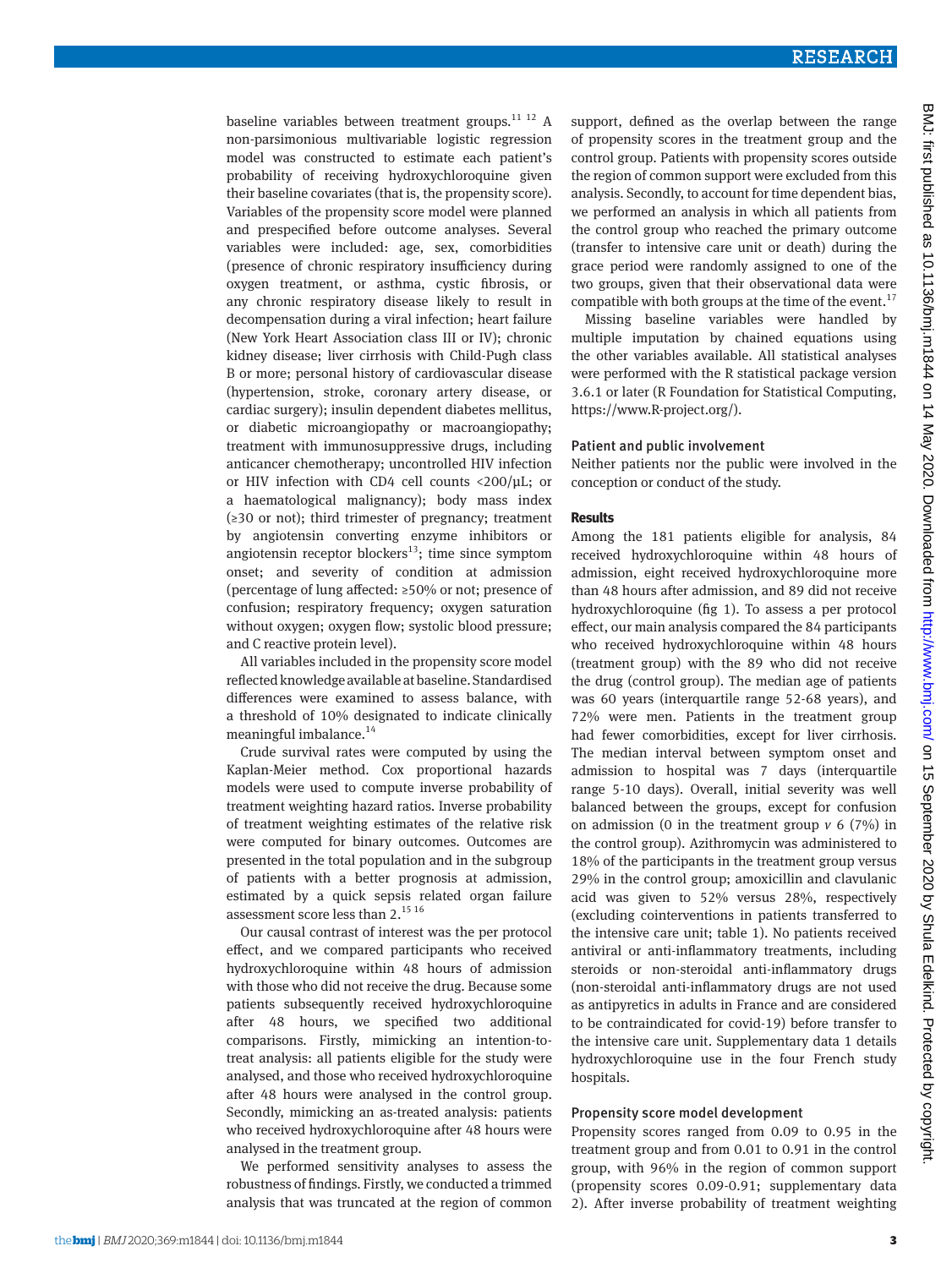baseline variables between treatment groups.[11 12] A non-parsimonious multivariable logistic regression model was constructed to estimate each patient's probability of receiving hydroxychloroquine given their baseline covariates (that is, the propensity score). Variables of the propensity score model were planned and prespecified before outcome analyses. Several variables were included: age, sex, comorbidities (presence of chronic respiratory insufficiency during oxygen treatment, or asthma, cystic fibrosis, or any chronic respiratory disease likely to result in decompensation during a viral infection; heart failure (New York Heart Association class III or IV); chronic kidney disease; liver cirrhosis with Child-Pugh class B or more; personal history of cardiovascular disease (hypertension, stroke, coronary artery disease, or cardiac surgery); insulin dependent diabetes mellitus, or diabetic microangiopathy or macroangiopathy; treatment with immunosuppressive drugs, including anticancer chemotherapy; uncontrolled HIV infection or HIV infection with CD4 cell counts <200/μL; or a haematological malignancy); body mass index (≥30 or not); third trimester of pregnancy; treatment by angiotensin converting enzyme inhibitors or angiotensin receptor blockers[13]; time since symptom onset; and severity of condition at admission (percentage of lung affected: ≥50% or not; presence of confusion; respiratory frequency; oxygen saturation without oxygen; oxygen flow; systolic blood pressure; and C reactive protein level).

All variables included in the propensity score model reflected knowledge available at baseline. Standardised differences were examined to assess balance, with a threshold of 10% designated to indicate clinically meaningful imbalance.[14]

Crude survival rates were computed by using the Kaplan-Meier method. Cox proportional hazards models were used to compute inverse probability of treatment weighting hazard ratios. Inverse probability of treatment weighting estimates of the relative risk were computed for binary outcomes. Outcomes are presented in the total population and in the subgroup of patients with a better prognosis at admission, estimated by a quick sepsis related organ failure assessment score less than 2.[15 16]

Our causal contrast of interest was the per protocol effect, and we compared participants who received hydroxychloroquine within 48 hours of admission with those who did not receive the drug. Because some patients subsequently received hydroxychloroquine after 48 hours, we specified two additional comparisons. Firstly, mimicking an intention-to-treat analysis: all patients eligible for the study were analysed, and those who received hydroxychloroquine after 48 hours were analysed in the control group. Secondly, mimicking an as-treated analysis: patients who received hydroxychloroquine after 48 hours were analysed in the treatment group.

We performed sensitivity analyses to assess the robustness of findings. Firstly, we conducted a trimmed analysis that was truncated at the region of common support, defined as the overlap between the range of propensity scores in the treatment group and the control group. Patients with propensity scores outside the region of common support were excluded from this analysis. Secondly, to account for time dependent bias, we performed an analysis in which all patients from the control group who reached the primary outcome (transfer to intensive care unit or death) during the grace period were randomly assigned to one of the two groups, given that their observational data were compatible with both groups at the time of the event.[17]

Missing baseline variables were handled by multiple imputation by chained equations using the other variables available. All statistical analyses were performed with the R statistical package version 3.6.1 or later (R Foundation for Statistical Computing, https://www.R-project.org/).

### Patient and public involvement

Neither patients nor the public were involved in the conception or conduct of the study.

## Results

Among the 181 patients eligible for analysis, 84 received hydroxychloroquine within 48 hours of admission, eight received hydroxychloroquine more than 48 hours after admission, and 89 did not receive hydroxychloroquine (fig 1). To assess a per protocol effect, our main analysis compared the 84 participants who received hydroxychloroquine within 48 hours (treatment group) with the 89 who did not receive the drug (control group). The median age of patients was 60 years (interquartile range 52-68 years), and 72% were men. Patients in the treatment group had fewer comorbidities, except for liver cirrhosis. The median interval between symptom onset and admission to hospital was 7 days (interquartile range 5-10 days). Overall, initial severity was well balanced between the groups, except for confusion on admission (0 in the treatment group *v* 6 (7%) in the control group). Azithromycin was administered to 18% of the participants in the treatment group versus 29% in the control group; amoxicillin and clavulanic acid was given to 52% versus 28%, respectively (excluding cointerventions in patients transferred to the intensive care unit; table 1). No patients received antiviral or anti-inflammatory treatments, including steroids or non-steroidal anti-inflammatory drugs (non-steroidal anti-inflammatory drugs are not used as antipyretics in adults in France and are considered to be contraindicated for covid-19) before transfer to the intensive care unit. Supplementary data 1 details hydroxychloroquine use in the four French study hospitals.

### Propensity score model development

Propensity scores ranged from 0.09 to 0.95 in the treatment group and from 0.01 to 0.91 in the control group, with 96% in the region of common support (propensity scores 0.09-0.91; supplementary data 2). After inverse probability of treatment weighting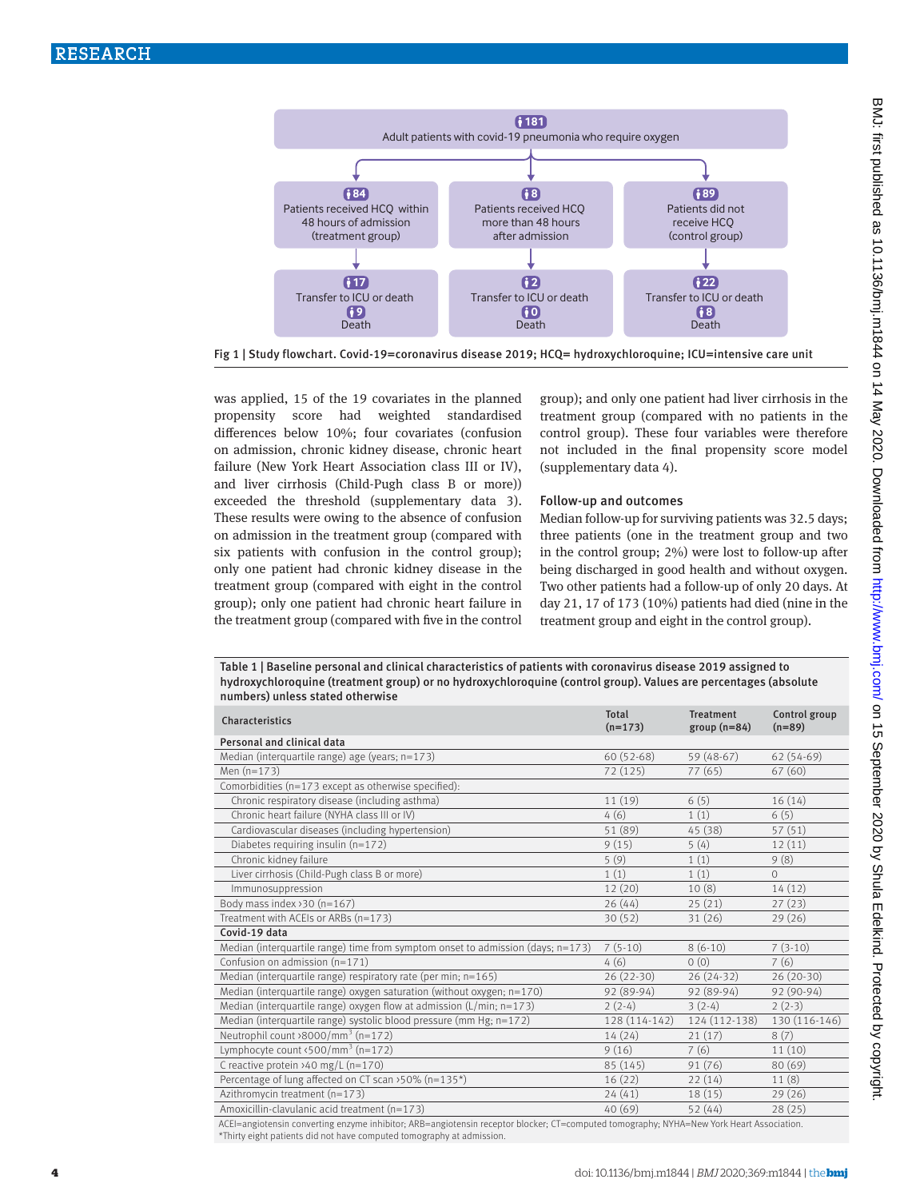181
Adult patients with covid-19 pneumonia who require oxygen

84
Patients received HCQ within 48 hours of admission (treatment group)

8
Patients received HCQ more than 48 hours after admission

89
Patients did not receive HCQ (control group)

17
Transfer to ICU or death
9
Death

2
Transfer to ICU or death
0
Death

22
Transfer to ICU or death
8
Death

**Fig 1 | Study flowchart. Covid-19=coronavirus disease 2019; HCQ= hydroxychloroquine; ICU=intensive care unit**

was applied, 15 of the 19 covariates in the planned propensity score had weighted standardised differences below 10%; four covariates (confusion on admission, chronic kidney disease, chronic heart failure (New York Heart Association class III or IV), and liver cirrhosis (Child-Pugh class B or more)) exceeded the threshold (supplementary data 3). These results were owing to the absence of confusion on admission in the treatment group (compared with six patients with confusion in the control group); only one patient had chronic kidney disease in the treatment group (compared with eight in the control group); only one patient had chronic heart failure in the treatment group (compared with five in the control group); and only one patient had liver cirrhosis in the treatment group (compared with no patients in the control group). These four variables were therefore not included in the final propensity score model (supplementary data 4).

### Follow-up and outcomes

Median follow-up for surviving patients was 32.5 days; three patients (one in the treatment group and two in the control group; 2%) were lost to follow-up after being discharged in good health and without oxygen. Two other patients had a follow-up of only 20 days. At day 21, 17 of 173 (10%) patients had died (nine in the treatment group and eight in the control group).

**Table 1 | Baseline personal and clinical characteristics of patients with coronavirus disease 2019 assigned to hydroxychloroquine (treatment group) or no hydroxychloroquine (control group). Values are percentages (absolute numbers) unless stated otherwise**

| Characteristics | Total (n=173) | Treatment group (n=84) | Control group (n=89) |
|---|---|---|---|
| **Personal and clinical data** | | | |
| Median (interquartile range) age (years; n=173) | 60 (52-68) | 59 (48-67) | 62 (54-69) |
| Men (n=173) | 72 (125) | 77 (65) | 67 (60) |
| Comorbidities (n=173 except as otherwise specified): | | | |
| Chronic respiratory disease (including asthma) | 11 (19) | 6 (5) | 16 (14) |
| Chronic heart failure (NYHA class III or IV) | 4 (6) | 1 (1) | 6 (5) |
| Cardiovascular diseases (including hypertension) | 51 (89) | 45 (38) | 57 (51) |
| Diabetes requiring insulin (n=172) | 9 (15) | 5 (4) | 12 (11) |
| Chronic kidney failure | 5 (9) | 1 (1) | 9 (8) |
| Liver cirrhosis (Child-Pugh class B or more) | 1 (1) | 1 (1) | 0 |
| Immunosuppression | 12 (20) | 10 (8) | 14 (12) |
| Body mass index >30 (n=167) | 26 (44) | 25 (21) | 27 (23) |
| Treatment with ACEIs or ARBs (n=173) | 30 (52) | 31 (26) | 29 (26) |
| **Covid-19 data** | | | |
| Median (interquartile range) time from symptom onset to admission (days; n=173) | 7 (5-10) | 8 (6-10) | 7 (3-10) |
| Confusion on admission (n=171) | 4 (6) | 0 (0) | 7 (6) |
| Median (interquartile range) respiratory rate (per min; n=165) | 26 (22-30) | 26 (24-32) | 26 (20-30) |
| Median (interquartile range) oxygen saturation (without oxygen; n=170) | 92 (89-94) | 92 (89-94) | 92 (90-94) |
| Median (interquartile range) oxygen flow at admission (L/min; n=173) | 2 (2-4) | 3 (2-4) | 2 (2-3) |
| Median (interquartile range) systolic blood pressure (mm Hg; n=172) | 128 (114-142) | 124 (112-138) | 130 (116-146) |
| Neutrophil count >8000/mm$^3$ (n=172) | 14 (24) | 21 (17) | 8 (7) |
| Lymphocyte count <500/mm$^3$ (n=172) | 9 (16) | 7 (6) | 11 (10) |
| C reactive protein >40 mg/L (n=170) | 85 (145) | 91 (76) | 80 (69) |
| Percentage of lung affected on CT scan >50% (n=135*) | 16 (22) | 22 (14) | 11 (8) |
| Azithromycin treatment (n=173) | 24 (41) | 18 (15) | 29 (26) |
| Amoxicillin-clavulanic acid treatment (n=173) | 40 (69) | 52 (44) | 28 (25) |

ACEI=angiotensin converting enzyme inhibitor; ARB=angiotensin receptor blocker; CT=computed tomography; NYHA=New York Heart Association.
*Thirty eight patients did not have computed tomography at admission.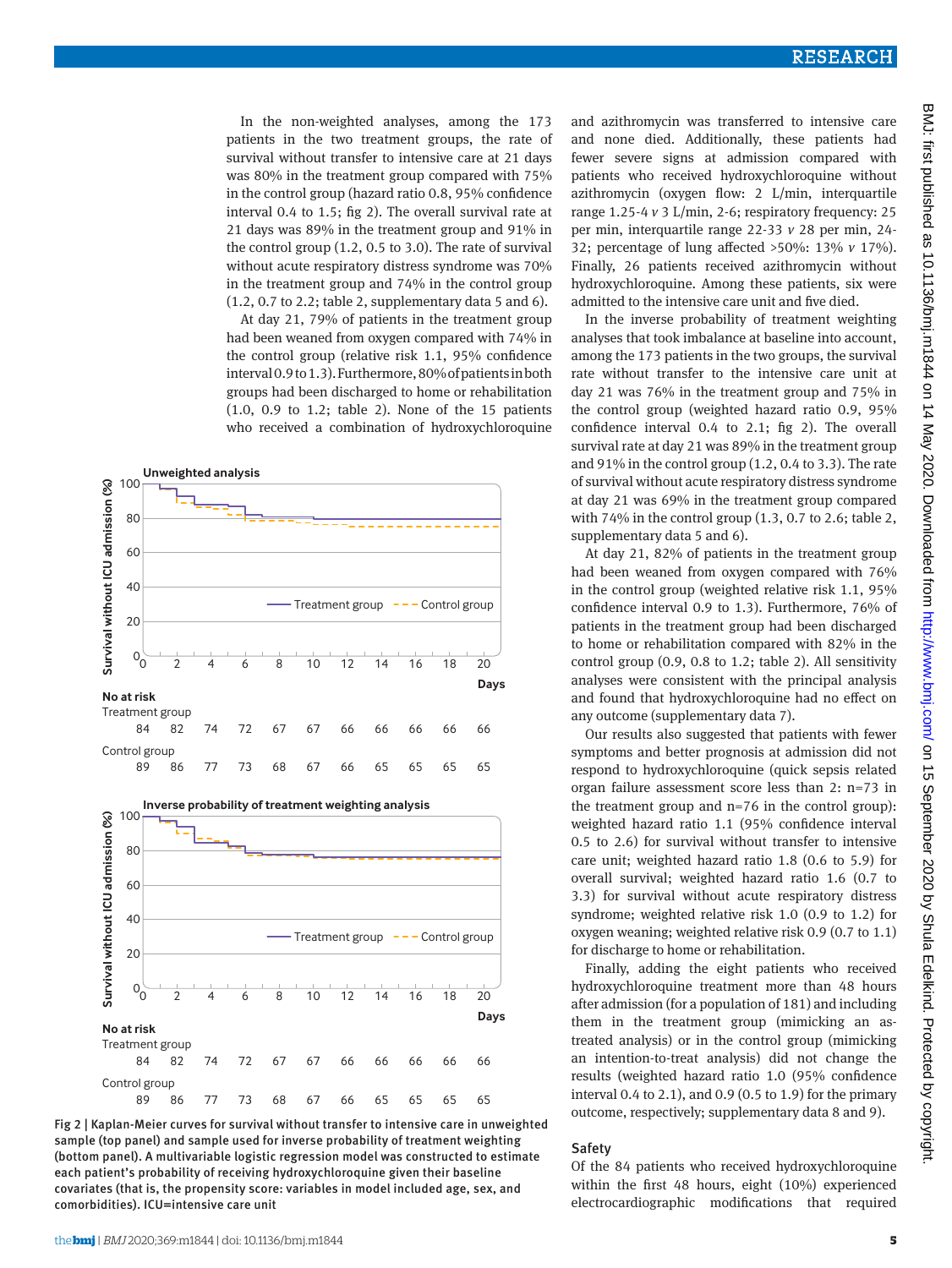In the non-weighted analyses, among the 173 patients in the two treatment groups, the rate of survival without transfer to intensive care at 21 days was 80% in the treatment group compared with 75% in the control group (hazard ratio 0.8, 95% confidence interval 0.4 to 1.5; fig 2). The overall survival rate at 21 days was 89% in the treatment group and 91% in the control group (1.2, 0.5 to 3.0). The rate of survival without acute respiratory distress syndrome was 70% in the treatment group and 74% in the control group (1.2, 0.7 to 2.2; table 2, supplementary data 5 and 6).

At day 21, 79% of patients in the treatment group had been weaned from oxygen compared with 74% in the control group (relative risk 1.1, 95% confidence interval 0.9 to 1.3). Furthermore, 80% of patients in both groups had been discharged to home or rehabilitation (1.0, 0.9 to 1.2; table 2). None of the 15 patients who received a combination of hydroxychloroquine and azithromycin was transferred to intensive care and none died. Additionally, these patients had fewer severe signs at admission compared with patients who received hydroxychloroquine without azithromycin (oxygen flow: 2 L/min, interquartile range 1.25-4 *v* 3 L/min, 2-6; respiratory frequency: 25 per min, interquartile range 22-33 *v* 28 per min, 24-32; percentage of lung affected >50%: 13% *v* 17%). Finally, 26 patients received azithromycin without hydroxychloroquine. Among these patients, six were admitted to the intensive care unit and five died.

In the inverse probability of treatment weighting analyses that took imbalance at baseline into account, among the 173 patients in the two groups, the survival rate without transfer to the intensive care unit at day 21 was 76% in the treatment group and 75% in the control group (weighted hazard ratio 0.9, 95% confidence interval 0.4 to 2.1; fig 2). The overall survival rate at day 21 was 89% in the treatment group and 91% in the control group (1.2, 0.4 to 3.3). The rate of survival without acute respiratory distress syndrome at day 21 was 69% in the treatment group compared with 74% in the control group (1.3, 0.7 to 2.6; table 2, supplementary data 5 and 6).

At day 21, 82% of patients in the treatment group had been weaned from oxygen compared with 76% in the control group (weighted relative risk 1.1, 95% confidence interval 0.9 to 1.3). Furthermore, 76% of patients in the treatment group had been discharged to home or rehabilitation compared with 82% in the control group (0.9, 0.8 to 1.2; table 2). All sensitivity analyses were consistent with the principal analysis and found that hydroxychloroquine had no effect on any outcome (supplementary data 7).

Our results also suggested that patients with fewer symptoms and better prognosis at admission did not respond to hydroxychloroquine (quick sepsis related organ failure assessment score less than 2: n=73 in the treatment group and n=76 in the control group): weighted hazard ratio 1.1 (95% confidence interval 0.5 to 2.6) for survival without transfer to intensive care unit; weighted hazard ratio 1.8 (0.6 to 5.9) for overall survival; weighted hazard ratio 1.6 (0.7 to 3.3) for survival without acute respiratory distress syndrome; weighted relative risk 1.0 (0.9 to 1.2) for oxygen weaning; weighted relative risk 0.9 (0.7 to 1.1) for discharge to home or rehabilitation.

Finally, adding the eight patients who received hydroxychloroquine treatment more than 48 hours after admission (for a population of 181) and including them in the treatment group (mimicking an as-treated analysis) or in the control group (mimicking an intention-to-treat analysis) did not change the results (weighted hazard ratio 1.0 (95% confidence interval 0.4 to 2.1), and 0.9 (0.5 to 1.9) for the primary outcome, respectively; supplementary data 8 and 9).

**Unweighted analysis**

No at risk

| | 0 | 2 | 4 | 6 | 8 | 10 | 12 | 14 | 16 | 18 | 20 |
|---|---|---|---|---|---|---|---|---|---|---|---|
| Treatment group | 84 | 82 | 74 | 72 | 67 | 67 | 66 | 66 | 66 | 66 | 66 |
| Control group | 89 | 86 | 77 | 73 | 68 | 67 | 66 | 65 | 65 | 65 | 65 |

**Inverse probability of treatment weighting analysis**

No at risk

| | 0 | 2 | 4 | 6 | 8 | 10 | 12 | 14 | 16 | 18 | 20 |
|---|---|---|---|---|---|---|---|---|---|---|---|
| Treatment group | 84 | 82 | 74 | 72 | 67 | 67 | 66 | 66 | 66 | 66 | 66 |
| Control group | 89 | 86 | 77 | 73 | 68 | 67 | 66 | 65 | 65 | 65 | 65 |

Fig 2 | Kaplan-Meier curves for survival without transfer to intensive care in unweighted sample (top panel) and sample used for inverse probability of treatment weighting (bottom panel). A multivariable logistic regression model was constructed to estimate each patient's probability of receiving hydroxychloroquine given their baseline covariates (that is, the propensity score: variables in model included age, sex, and comorbidities). ICU=intensive care unit

## Safety

Of the 84 patients who received hydroxychloroquine within the first 48 hours, eight (10%) experienced electrocardiographic modifications that required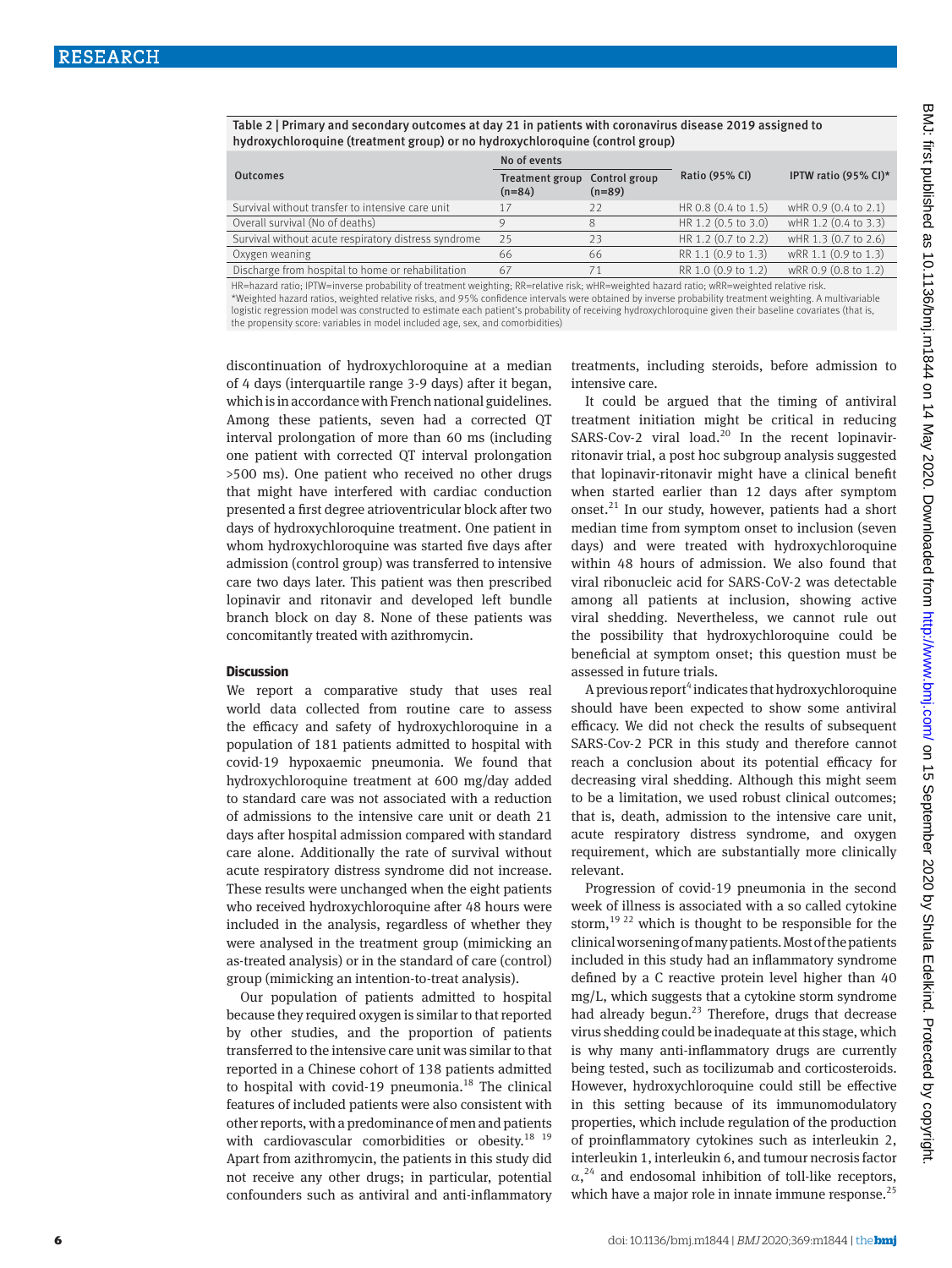Table 2 | Primary and secondary outcomes at day 21 in patients with coronavirus disease 2019 assigned to hydroxychloroquine (treatment group) or no hydroxychloroquine (control group)

| Outcomes | No of events | | Ratio (95% CI) | IPTW ratio (95% CI)* |
|---|---|---|---|---|
| | Treatment group (n=84) | Control group (n=89) | | |
| Survival without transfer to intensive care unit | 17 | 22 | HR 0.8 (0.4 to 1.5) | wHR 0.9 (0.4 to 2.1) |
| Overall survival (No of deaths) | 9 | 8 | HR 1.2 (0.5 to 3.0) | wHR 1.2 (0.4 to 3.3) |
| Survival without acute respiratory distress syndrome | 25 | 23 | HR 1.2 (0.7 to 2.2) | wHR 1.3 (0.7 to 2.6) |
| Oxygen weaning | 66 | 66 | RR 1.1 (0.9 to 1.3) | wRR 1.1 (0.9 to 1.3) |
| Discharge from hospital to home or rehabilitation | 67 | 71 | RR 1.0 (0.9 to 1.2) | wRR 0.9 (0.8 to 1.2) |

HR=hazard ratio; IPTW=inverse probability of treatment weighting; RR=relative risk; wHR=weighted hazard ratio; wRR=weighted relative risk.
*Weighted hazard ratios, weighted relative risks, and 95% confidence intervals were obtained by inverse probability treatment weighting. A multivariable logistic regression model was constructed to estimate each patient's probability of receiving hydroxychloroquine given their baseline covariates (that is, the propensity score: variables in model included age, sex, and comorbidities)

discontinuation of hydroxychloroquine at a median of 4 days (interquartile range 3-9 days) after it began, which is in accordance with French national guidelines. Among these patients, seven had a corrected QT interval prolongation of more than 60 ms (including one patient with corrected QT interval prolongation >500 ms). One patient who received no other drugs that might have interfered with cardiac conduction presented a first degree atrioventricular block after two days of hydroxychloroquine treatment. One patient in whom hydroxychloroquine was started five days after admission (control group) was transferred to intensive care two days later. This patient was then prescribed lopinavir and ritonavir and developed left bundle branch block on day 8. None of these patients was concomitantly treated with azithromycin.

### Discussion

We report a comparative study that uses real world data collected from routine care to assess the efficacy and safety of hydroxychloroquine in a population of 181 patients admitted to hospital with covid-19 hypoxaemic pneumonia. We found that hydroxychloroquine treatment at 600 mg/day added to standard care was not associated with a reduction of admissions to the intensive care unit or death 21 days after hospital admission compared with standard care alone. Additionally the rate of survival without acute respiratory distress syndrome did not increase. These results were unchanged when the eight patients who received hydroxychloroquine after 48 hours were included in the analysis, regardless of whether they were analysed in the treatment group (mimicking an as-treated analysis) or in the standard of care (control) group (mimicking an intention-to-treat analysis).

Our population of patients admitted to hospital because they required oxygen is similar to that reported by other studies, and the proportion of patients transferred to the intensive care unit was similar to that reported in a Chinese cohort of 138 patients admitted to hospital with covid-19 pneumonia.[18] The clinical features of included patients were also consistent with other reports, with a predominance of men and patients with cardiovascular comorbidities or obesity.[18 19] Apart from azithromycin, the patients in this study did not receive any other drugs; in particular, potential confounders such as antiviral and anti-inflammatory treatments, including steroids, before admission to intensive care.

It could be argued that the timing of antiviral treatment initiation might be critical in reducing SARS-Cov-2 viral load.[20] In the recent lopinavir-ritonavir trial, a post hoc subgroup analysis suggested that lopinavir-ritonavir might have a clinical benefit when started earlier than 12 days after symptom onset.[21] In our study, however, patients had a short median time from symptom onset to inclusion (seven days) and were treated with hydroxychloroquine within 48 hours of admission. We also found that viral ribonucleic acid for SARS-CoV-2 was detectable among all patients at inclusion, showing active viral shedding. Nevertheless, we cannot rule out the possibility that hydroxychloroquine could be beneficial at symptom onset; this question must be assessed in future trials.

A previous report[4] indicates that hydroxychloroquine should have been expected to show some antiviral efficacy. We did not check the results of subsequent SARS-Cov-2 PCR in this study and therefore cannot reach a conclusion about its potential efficacy for decreasing viral shedding. Although this might seem to be a limitation, we used robust clinical outcomes; that is, death, admission to the intensive care unit, acute respiratory distress syndrome, and oxygen requirement, which are substantially more clinically relevant.

Progression of covid-19 pneumonia in the second week of illness is associated with a so called cytokine storm,[19 22] which is thought to be responsible for the clinical worsening of many patients. Most of the patients included in this study had an inflammatory syndrome defined by a C reactive protein level higher than 40 mg/L, which suggests that a cytokine storm syndrome had already begun.[23] Therefore, drugs that decrease virus shedding could be inadequate at this stage, which is why many anti-inflammatory drugs are currently being tested, such as tocilizumab and corticosteroids. However, hydroxychloroquine could still be effective in this setting because of its immunomodulatory properties, which include regulation of the production of proinflammatory cytokines such as interleukin 2, interleukin 1, interleukin 6, and tumour necrosis factor $\alpha$,[24] and endosomal inhibition of toll-like receptors, which have a major role in innate immune response.[25]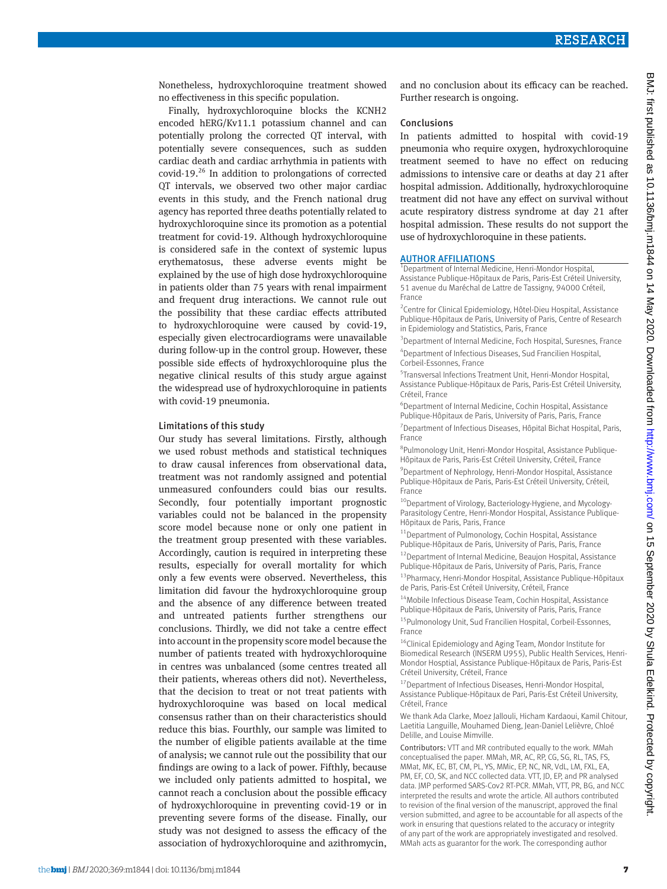Nonetheless, hydroxychloroquine treatment showed no effectiveness in this specific population.

Finally, hydroxychloroquine blocks the KCNH2 encoded hERG/Kv11.1 potassium channel and can potentially prolong the corrected QT interval, with potentially severe consequences, such as sudden cardiac death and cardiac arrhythmia in patients with covid-19.[26] In addition to prolongations of corrected QT intervals, we observed two other major cardiac events in this study, and the French national drug agency has reported three deaths potentially related to hydroxychloroquine since its promotion as a potential treatment for covid-19. Although hydroxychloroquine is considered safe in the context of systemic lupus erythematosus, these adverse events might be explained by the use of high dose hydroxychloroquine in patients older than 75 years with renal impairment and frequent drug interactions. We cannot rule out the possibility that these cardiac effects attributed to hydroxychloroquine were caused by covid-19, especially given electrocardiograms were unavailable during follow-up in the control group. However, these possible side effects of hydroxychloroquine plus the negative clinical results of this study argue against the widespread use of hydroxychloroquine in patients with covid-19 pneumonia.

### Limitations of this study

Our study has several limitations. Firstly, although we used robust methods and statistical techniques to draw causal inferences from observational data, treatment was not randomly assigned and potential unmeasured confounders could bias our results. Secondly, four potentially important prognostic variables could not be balanced in the propensity score model because none or only one patient in the treatment group presented with these variables. Accordingly, caution is required in interpreting these results, especially for overall mortality for which only a few events were observed. Nevertheless, this limitation did favour the hydroxychloroquine group and the absence of any difference between treated and untreated patients further strengthens our conclusions. Thirdly, we did not take a centre effect into account in the propensity score model because the number of patients treated with hydroxychloroquine in centres was unbalanced (some centres treated all their patients, whereas others did not). Nevertheless, that the decision to treat or not treat patients with hydroxychloroquine was based on local medical consensus rather than on their characteristics should reduce this bias. Fourthly, our sample was limited to the number of eligible patients available at the time of analysis; we cannot rule out the possibility that our findings are owing to a lack of power. Fifthly, because we included only patients admitted to hospital, we cannot reach a conclusion about the possible efficacy of hydroxychloroquine in preventing covid-19 or in preventing severe forms of the disease. Finally, our study was not designed to assess the efficacy of the association of hydroxychloroquine and azithromycin, and no conclusion about its efficacy can be reached. Further research is ongoing.

### Conclusions

In patients admitted to hospital with covid-19 pneumonia who require oxygen, hydroxychloroquine treatment seemed to have no effect on reducing admissions to intensive care or deaths at day 21 after hospital admission. Additionally, hydroxychloroquine treatment did not have any effect on survival without acute respiratory distress syndrome at day 21 after hospital admission. These results do not support the use of hydroxychloroquine in these patients.

#### AUTHOR AFFILIATIONS

[1]Department of Internal Medicine, Henri-Mondor Hospital, Assistance Publique-Hôpitaux de Paris, Paris-Est Créteil University, 51 avenue du Maréchal de Lattre de Tassigny, 94000 Créteil, France

[2]Centre for Clinical Epidemiology, Hôtel-Dieu Hospital, Assistance Publique-Hôpitaux de Paris, University of Paris, Centre of Research in Epidemiology and Statistics, Paris, France

[3]Department of Internal Medicine, Foch Hospital, Suresnes, France

[4]Department of Infectious Diseases, Sud Francilien Hospital, Corbeil-Essonnes, France

[5]Transversal Infections Treatment Unit, Henri-Mondor Hospital, Assistance Publique-Hôpitaux de Paris, Paris-Est Créteil University, Créteil, France

[6]Department of Internal Medicine, Cochin Hospital, Assistance Publique-Hôpitaux de Paris, University of Paris, Paris, France

[7]Department of Infectious Diseases, Hôpital Bichat Hospital, Paris, France

[8]Pulmonology Unit, Henri-Mondor Hospital, Assistance Publique-Hôpitaux de Paris, Paris-Est Créteil University, Créteil, France

[9]Department of Nephrology, Henri-Mondor Hospital, Assistance Publique-Hôpitaux de Paris, Paris-Est Créteil University, Créteil, France

[10]Department of Virology, Bacteriology-Hygiene, and Mycology-Parasitology Centre, Henri-Mondor Hospital, Assistance Publique-Hôpitaux de Paris, Paris, France

[11]Department of Pulmonology, Cochin Hospital, Assistance Publique-Hôpitaux de Paris, University of Paris, Paris, France

[12]Department of Internal Medicine, Beaujon Hospital, Assistance Publique-Hôpitaux de Paris, University of Paris, Paris, France

[13]Pharmacy, Henri-Mondor Hospital, Assistance Publique-Hôpitaux de Paris, Paris-Est Créteil University, Créteil, France

[14]Mobile Infectious Disease Team, Cochin Hospital, Assistance Publique-Hôpitaux de Paris, University of Paris, Paris, France

[15]Pulmonology Unit, Sud Francilien Hospital, Corbeil-Essonnes, France

[16]Clinical Epidemiology and Aging Team, Mondor Institute for Biomedical Research (INSERM U955), Public Health Services, Henri-Mondor Hosptial, Assistance Publique-Hôpitaux de Paris, Paris-Est Créteil University, Créteil, France

[17]Department of Infectious Diseases, Henri-Mondor Hospital, Assistance Publique-Hôpitaux de Pari, Paris-Est Créteil University, Créteil, France

We thank Ada Clarke, Moez Jallouli, Hicham Kardaoui, Kamil Chitour, Laetitia Languille, Mouhamed Dieng, Jean-Daniel Lelièvre, Chloé Delille, and Louise Mimville.

Contributors: VTT and MR contributed equally to the work. MMah conceptualised the paper. MMah, MR, AC, RP, CG, SG, RL, TAS, FS, MMat, MK, EC, BT, CM, PL, YS, MMic, EP, NC, NR, VdL, LM, FXL, EA, PM, EF, CO, SK, and NCC collected data. VTT, JD, EP, and PR analysed data. JMP performed SARS-Cov2 RT-PCR. MMah, VTT, PR, BG, and NCC interpreted the results and wrote the article. All authors contributed to revision of the final version of the manuscript, approved the final version submitted, and agree to be accountable for all aspects of the work in ensuring that questions related to the accuracy or integrity of any part of the work are appropriately investigated and resolved. MMah acts as guarantor for the work. The corresponding author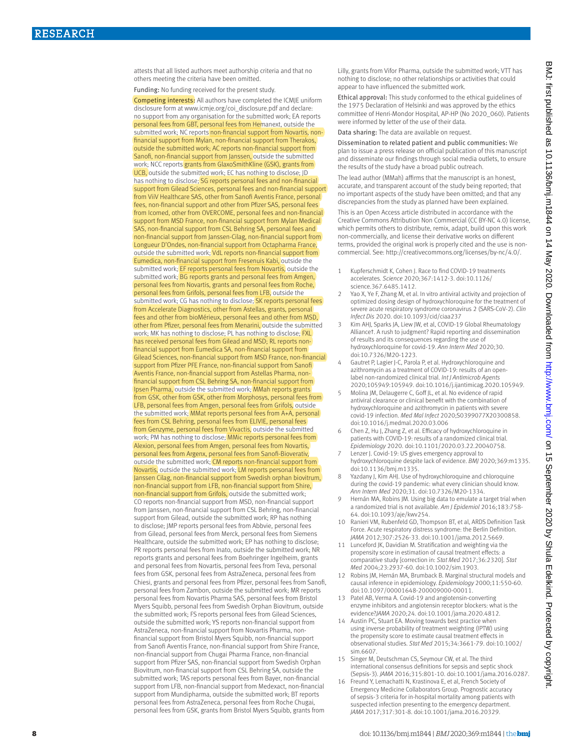attests that all listed authors meet authorship criteria and that no others meeting the criteria have been omitted.

Funding: No funding received for the present study.

Competing interests: All authors have completed the ICMJE uniform disclosure form at www.icmje.org/coi_disclosure.pdf and declare: no support from any organisation for the submitted work; EA reports personal fees from GBT, personal fees from Hemanext, outside the submitted work; NC reports non-financial support from Novartis, non-financial support from Mylan, non-financial support from Therakos, outside the submitted work; AC reports non-financial support from Sanofi, non-financial support from Janssen, outside the submitted work; NCC reports grants from GlaxoSmithKline (GSK), grants from UCB, outside the submitted work; EC has nothing to disclose; JD has nothing to disclose; SG reports personal fees and non-financial support from Gilead Sciences, personal fees and non-financial support from ViiV Healthcare SAS, other from Sanofi Aventis France, personal fees, non-financial support and other from Pfizer SAS, personal fees from Icomed, other from OVERCOME, personal fees and non-financial support from MSD France, non-financial support from Mylan Medical SAS, non-financial support from CSL Behring SA, personal fees and non-financial support from Janssen-Cilag, non-financial support from Longueur D'Ondes, non-financial support from Octapharma France, outside the submitted work; VdL reports non-financial support from Eumedica, non-financial support from Fresenuis Kabi, outside the submitted work; EF reports personal fees from Novartis, outside the submitted work; BG reports grants and personal fees from Amgen, personal fees from Novartis, grants and personal fees from Roche, personal fees from Grifols, personal fees from LFB, outside the submitted work; CG has nothing to disclose; SK reports personal fees from Accelerate Diagnostics, other from Astellas, grants, personal fees and other from bioMérieux, personal fees and other from MSD, other from Pfizer, personal fees from Menarini, outside the submitted work; MK has nothing to disclose; PL has nothing to disclose; FXL has received personal fees from Gilead and MSD; RL reports non-financial support from Eumedica SA, non-financial support from Gilead Sciences, non-financial support from MSD France, non-financial support from Pfizer PFE France, non-financial support from Sanofi Aventis France, non-financial support from Astellas Pharma, non-financial support from CSL Behring SA, non-financial support from Ipsen Pharma, outside the submitted work; MMah reports grants from GSK, other from GSK, other from Morphosys, personal fees from LFB, personal fees from Amgen, personal fees from Grifols, outside the submitted work; MMat reports personal fees from A+A, personal fees from CSL Behring, personal fees from ELIVIE, personal fees from Genzyme, personal fees from Vivactis, outside the submitted work; PM has nothing to disclose; MMic reports personal fees from Alexion, personal fees from Amgen, personal fees from Novartis, personal fees from Argenx, personal fees from Sanofi-Bioverativ, outside the submitted work; CM reports non-financial support from Novartis, outside the submitted work; LM reports personal fees from Janssen Cilag, non-financial support from Swedish orphan biovitrum, non-financial support from LFB, non-financial support from Shire, non-financial support from Grifols, outside the submitted work; CO reports non-financial support from MSD, non-financial support from Janssen, non-financial support from CSL Behring, non-financial support from Gilead, outside the submitted work; RP has nothing to disclose; JMP reports personal fees from Abbvie, personal fees from Gilead, personal fees from Merck, personal fees from Siemens Healthcare, outside the submitted work; EP has nothing to disclose; PR reports personal fees from Inato, outside the submitted work; NR reports grants and personal fees from Boehringer Ingelheim, grants and personal fees from Novartis, personal fees from Teva, personal fees from GSK, personal fees from AstraZeneca, personal fees from Chiesi, grants and personal fees from Pfizer, personal fees from Sanofi, personal fees from Zambon, outside the submitted work; MR reports personal fees from Novartis Pharma SAS, personal fees from Bristol Myers Squibb, personal fees from Swedish Orphan Biovitrum, outside the submitted work; FS reports personal fees from Gilead Sciences, outside the submitted work; YS reports non-financial support from AstraZeneca, non-financial support from Novartis Pharma, non-financial support from Bristol Myers Squibb, non-financial support from Sanofi Aventis France, non-financial support from Shire France, non-financial support from Chugai Pharma France, non-financial support from Pfizer SAS, non-financial support from Swedish Orphan Biovitrum, non-financial support from CSL Behring SA, outside the submitted work; TAS reports personal fees from Bayer, non-financial support from LFB, non-financial support from Medexact, non-financial support from Mundipharma, outside the submitted work; BT reports personal fees from AstraZeneca, personal fees from Roche Chugai, personal fees from GSK, grants from Bristol Myers Squibb, grants from Lilly, grants from Vifor Pharma, outside the submitted work; VTT has nothing to disclose; no other relationships or activities that could appear to have influenced the submitted work.

Ethical approval: This study conformed to the ethical guidelines of the 1975 Declaration of Helsinki and was approved by the ethics committee of Henri-Mondor Hospital, AP-HP (No 2020_060). Patients were informed by letter of the use of their data.

Data sharing: The data are available on request.

Dissemination to related patient and public communities: We plan to issue a press release on official publication of this manuscript and disseminate our findings through social media outlets, to ensure the results of the study have a broad public outreach.

The lead author (MMah) affirms that the manuscript is an honest, accurate, and transparent account of the study being reported; that no important aspects of the study have been omitted; and that any discrepancies from the study as planned have been explained.

This is an Open Access article distributed in accordance with the Creative Commons Attribution Non Commercial (CC BY-NC 4.0) license, which permits others to distribute, remix, adapt, build upon this work non-commercially, and license their derivative works on different terms, provided the original work is properly cited and the use is non-commercial. See: http://creativecommons.org/licenses/by-nc/4.0/.

1. Kupferschmidt K, Cohen J. Race to find COVID-19 treatments accelerates. *Science* 2020;367:1412-3. doi:10.1126/science.367.6485.1412.
2. Yao X, Ye F, Zhang M, et al. In vitro antiviral activity and projection of optimized dosing design of hydroxychloroquine for the treatment of severe acute respiratory syndrome coronavirus 2 (SARS-CoV-2). *Clin Infect Dis* 2020. doi:10.1093/cid/ciaa237
3. Kim AHJ, Sparks JA, Liew JW, et al, COVID-19 Global Rheumatology Alliance†. A rush to judgment? Rapid reporting and dissemination of results and its consequences regarding the use of hydroxychloroquine for covid-19. *Ann Intern Med* 2020;30. doi:10.7326/M20-1223.
4. Gautret P, Lagier J-C, Parola P, et al. Hydroxychloroquine and azithromycin as a treatment of COVID-19: results of an open-label non-randomized clinical trial. *Int J Antimicrob Agents* 2020;105949:105949. doi:10.1016/j.ijantimicag.2020.105949.
5. Molina JM, Delaugerre C, Goff JL, et al. No evidence of rapid antiviral clearance or clinical benefit with the combination of hydroxychloroquine and azithromycin in patients with severe covid-19 infection. *Med Mal Infect* 2020;S0399077X20300858. doi:10.1016/j.medmal.2020.03.006
6. Chen Z, Hu J, Zhang Z, et al. Efficacy of hydroxychloroquine in patients with COVID-19: results of a randomized clinical trial. *Epidemiology* 2020. doi:10.1101/2020.03.22.20040758.
7. Lenzer J. Covid-19: US gives emergency approval to hydroxychloroquine despite lack of evidence. *BMJ* 2020;369:m1335. doi:10.1136/bmj.m1335.
8. Yazdany J, Kim AHJ. Use of hydroxychloroquine and chloroquine during the covid-19 pandemic: what every clinician should know. *Ann Intern Med* 2020;31. doi:10.7326/M20-1334.
9. Hernán MA, Robins JM. Using big data to emulate a target trial when a randomized trial is not available. *Am J Epidemiol* 2016;183:758-64. doi:10.1093/aje/kwv254.
10. Ranieri VM, Rubenfeld GD, Thompson BT, et al, ARDS Definition Task Force. Acute respiratory distress syndrome: the Berlin Definition. *JAMA* 2012;307:2526-33. doi:10.1001/jama.2012.5669.
11. Lunceford JK, Davidian M. Stratification and weighting via the propensity score in estimation of causal treatment effects: a comparative study [correction in: *Stat Med* 2017;36:2320]. *Stat Med* 2004;23:2937-60. doi:10.1002/sim.1903.
12. Robins JM, Hernán MA, Brumback B. Marginal structural models and causal inference in epidemiology. *Epidemiology* 2000;11:550-60. doi:10.1097/00001648-200009000-00011.
13. Patel AB, Verma A. Covid-19 and angiotensin-converting enzyme inhibitors and angiotensin receptor blockers: what is the evidence?*JAMA* 2020;24. doi:10.1001/jama.2020.4812.
14. Austin PC, Stuart EA. Moving towards best practice when using inverse probability of treatment weighting (IPTW) using the propensity score to estimate causal treatment effects in observational studies. *Stat Med* 2015;34:3661-79. doi:10.1002/sim.6607.
15. Singer M, Deutschman CS, Seymour CW, et al. The third international consensus definitions for sepsis and septic shock (Sepsis-3). *JAMA* 2016;315:801-10. doi:10.1001/jama.2016.0287.
16. Freund Y, Lemachatti N, Krastinova E, et al, French Society of Emergency Medicine Collaborators Group. Prognostic accuracy of sepsis-3 criteria for in-hospital mortality among patients with suspected infection presenting to the emergency department. *JAMA* 2017;317:301-8. doi:10.1001/jama.2016.20329.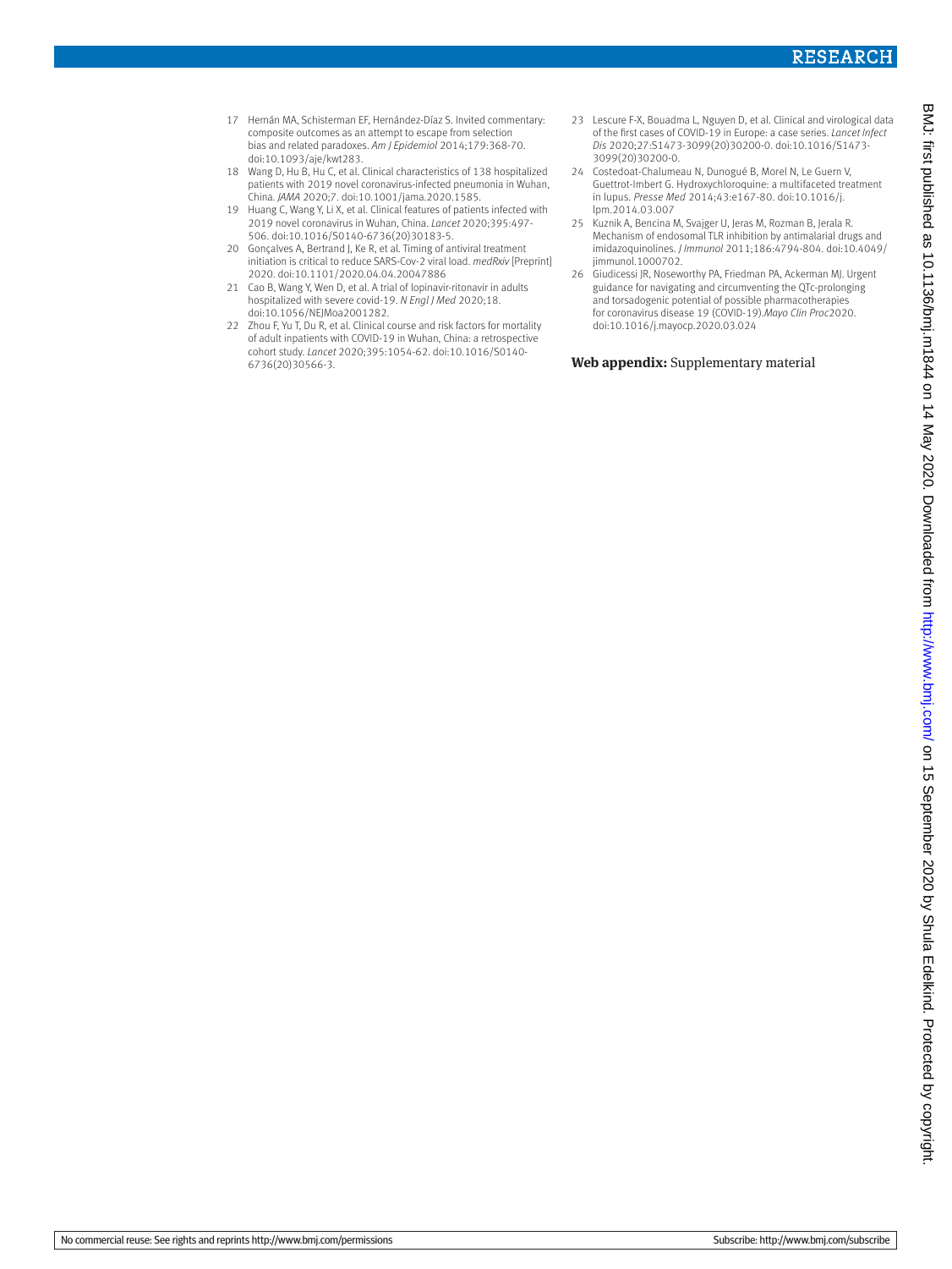17 Hernán MA, Schisterman EF, Hernández-Díaz S. Invited commentary: composite outcomes as an attempt to escape from selection bias and related paradoxes. *Am J Epidemiol* 2014;179:368-70. doi:10.1093/aje/kwt283.

18 Wang D, Hu B, Hu C, et al. Clinical characteristics of 138 hospitalized patients with 2019 novel coronavirus-infected pneumonia in Wuhan, China. *JAMA* 2020;7. doi:10.1001/jama.2020.1585.

19 Huang C, Wang Y, Li X, et al. Clinical features of patients infected with 2019 novel coronavirus in Wuhan, China. *Lancet* 2020;395:497-506. doi:10.1016/S0140-6736(20)30183-5.

20 Gonçalves A, Bertrand J, Ke R, et al. Timing of antiviral treatment initiation is critical to reduce SARS-Cov-2 viral load. *medRxiv* [Preprint] 2020. doi:10.1101/2020.04.04.20047886

21 Cao B, Wang Y, Wen D, et al. A trial of lopinavir-ritonavir in adults hospitalized with severe covid-19. *N Engl J Med* 2020;18. doi:10.1056/NEJMoa2001282.

22 Zhou F, Yu T, Du R, et al. Clinical course and risk factors for mortality of adult inpatients with COVID-19 in Wuhan, China: a retrospective cohort study. *Lancet* 2020;395:1054-62. doi:10.1016/S0140-6736(20)30566-3.

23 Lescure F-X, Bouadma L, Nguyen D, et al. Clinical and virological data of the first cases of COVID-19 in Europe: a case series. *Lancet Infect Dis* 2020;27:S1473-3099(20)30200-0. doi:10.1016/S1473-3099(20)30200-0.

24 Costedoat-Chalumeau N, Dunogué B, Morel N, Le Guern V, Guettrot-Imbert G. Hydroxychloroquine: a multifaceted treatment in lupus. *Presse Med* 2014;43:e167-80. doi:10.1016/j.lpm.2014.03.007

25 Kuznik A, Bencina M, Svajger U, Jeras M, Rozman B, Jerala R. Mechanism of endosomal TLR inhibition by antimalarial drugs and imidazoquinolines. *J Immunol* 2011;186:4794-804. doi:10.4049/jimmunol.1000702.

26 Giudicessi JR, Noseworthy PA, Friedman PA, Ackerman MJ. Urgent guidance for navigating and circumventing the QTc-prolonging and torsadogenic potential of possible pharmacotherapies for coronavirus disease 19 (COVID-19).*Mayo Clin Proc*2020. doi:10.1016/j.mayocp.2020.03.024

**Web appendix:** Supplementary material